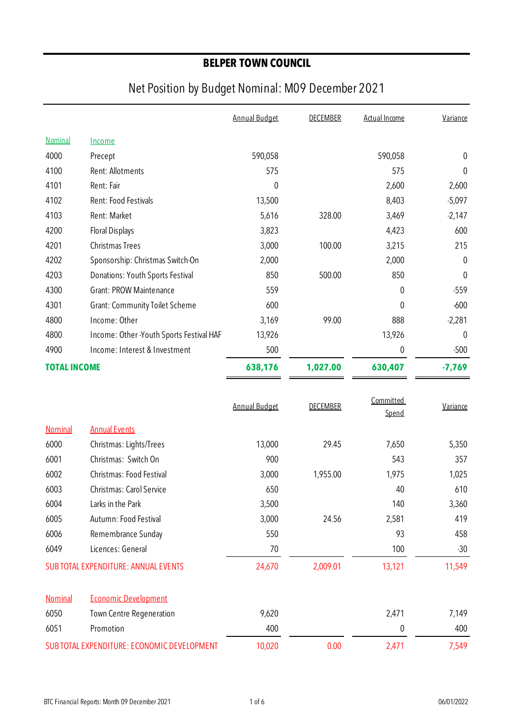# BELPER TOWN COUNCIL

## Net Position by Budget Nominal: M09 December 2021

| Nominal | Income | Annual Budget | DECEMBER | Actual Income | Variance |
|---|---|---|---|---|---|
| 4000 | Precept | 590,058 | | 590,058 | 0 |
| 4100 | Rent: Allotments | 575 | | 575 | 0 |
| 4101 | Rent: Fair | 0 | | 2,600 | 2,600 |
| 4102 | Rent: Food Festivals | 13,500 | | 8,403 | -5,097 |
| 4103 | Rent: Market | 5,616 | 328.00 | 3,469 | -2,147 |
| 4200 | Floral Displays | 3,823 | | 4,423 | 600 |
| 4201 | Christmas Trees | 3,000 | 100.00 | 3,215 | 215 |
| 4202 | Sponsorship: Christmas Switch-On | 2,000 | | 2,000 | 0 |
| 4203 | Donations: Youth Sports Festival | 850 | 500.00 | 850 | 0 |
| 4300 | Grant: PROW Maintenance | 559 | | 0 | -559 |
| 4301 | Grant: Community Toilet Scheme | 600 | | 0 | -600 |
| 4800 | Income: Other | 3,169 | 99.00 | 888 | -2,281 |
| 4800 | Income: Other -Youth Sports Festival HAF | 13,926 | | 13,926 | 0 |
| 4900 | Income: Interest & Investment | 500 | | 0 | -500 |
| **TOTAL INCOME** | | **638,176** | **1,027.00** | **630,407** | **-7,769** |

| Nominal | Annual Events | Annual Budget | DECEMBER | Committed Spend | Variance |
|---|---|---|---|---|---|
| 6000 | Christmas: Lights/Trees | 13,000 | 29.45 | 7,650 | 5,350 |
| 6001 | Christmas: Switch On | 900 | | 543 | 357 |
| 6002 | Christmas: Food Festival | 3,000 | 1,955.00 | 1,975 | 1,025 |
| 6003 | Christmas: Carol Service | 650 | | 40 | 610 |
| 6004 | Larks in the Park | 3,500 | | 140 | 3,360 |
| 6005 | Autumn: Food Festival | 3,000 | 24.56 | 2,581 | 419 |
| 6006 | Remembrance Sunday | 550 | | 93 | 458 |
| 6049 | Licences: General | 70 | | 100 | -30 |
| SUB TOTAL EXPENDITURE: ANNUAL EVENTS | | 24,670 | 2,009.01 | 13,121 | 11,549 |

| Nominal | Economic Development | Annual Budget | DECEMBER | Committed Spend | Variance |
|---|---|---|---|---|---|
| 6050 | Town Centre Regeneration | 9,620 | | 2,471 | 7,149 |
| 6051 | Promotion | 400 | | 0 | 400 |
| SUB TOTAL EXPENDITURE: ECONOMIC DEVELOPMENT | | 10,020 | 0.00 | 2,471 | 7,549 |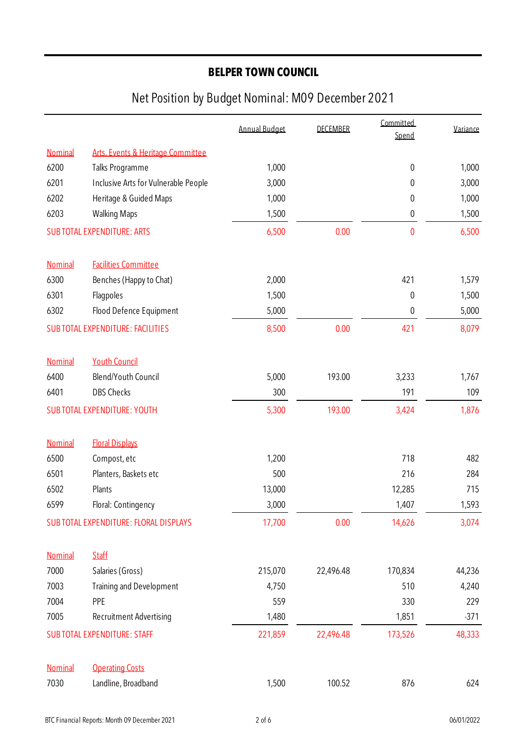# BELPER TOWN COUNCIL

## Net Position by Budget Nominal: M09 December 2021

| | | Annual Budget | DECEMBER | Committed Spend | Variance |
|---|---|---|---|---|---|
| Nominal | Arts, Events & Heritage Committee | | | | |
| 6200 | Talks Programme | 1,000 | | 0 | 1,000 |
| 6201 | Inclusive Arts for Vulnerable People | 3,000 | | 0 | 3,000 |
| 6202 | Heritage & Guided Maps | 1,000 | | 0 | 1,000 |
| 6203 | Walking Maps | 1,500 | | 0 | 1,500 |
| SUB TOTAL EXPENDITURE: ARTS | | 6,500 | 0.00 | 0 | 6,500 |
| Nominal | Facilities Committee | | | | |
| 6300 | Benches (Happy to Chat) | 2,000 | | 421 | 1,579 |
| 6301 | Flagpoles | 1,500 | | 0 | 1,500 |
| 6302 | Flood Defence Equipment | 5,000 | | 0 | 5,000 |
| SUB TOTAL EXPENDITURE: FACILITIES | | 8,500 | 0.00 | 421 | 8,079 |
| Nominal | Youth Council | | | | |
| 6400 | Blend/Youth Council | 5,000 | 193.00 | 3,233 | 1,767 |
| 6401 | DBS Checks | 300 | | 191 | 109 |
| SUB TOTAL EXPENDITURE: YOUTH | | 5,300 | 193.00 | 3,424 | 1,876 |
| Nominal | Floral Displays | | | | |
| 6500 | Compost, etc | 1,200 | | 718 | 482 |
| 6501 | Planters, Baskets etc | 500 | | 216 | 284 |
| 6502 | Plants | 13,000 | | 12,285 | 715 |
| 6599 | Floral: Contingency | 3,000 | | 1,407 | 1,593 |
| SUB TOTAL EXPENDITURE: FLORAL DISPLAYS | | 17,700 | 0.00 | 14,626 | 3,074 |
| Nominal | Staff | | | | |
| 7000 | Salaries (Gross) | 215,070 | 22,496.48 | 170,834 | 44,236 |
| 7003 | Training and Development | 4,750 | | 510 | 4,240 |
| 7004 | PPE | 559 | | 330 | 229 |
| 7005 | Recruitment Advertising | 1,480 | | 1,851 | -371 |
| SUB TOTAL EXPENDITURE: STAFF | | 221,859 | 22,496.48 | 173,526 | 48,333 |
| Nominal | Operating Costs | | | | |
| 7030 | Landline, Broadband | 1,500 | 100.52 | 876 | 624 |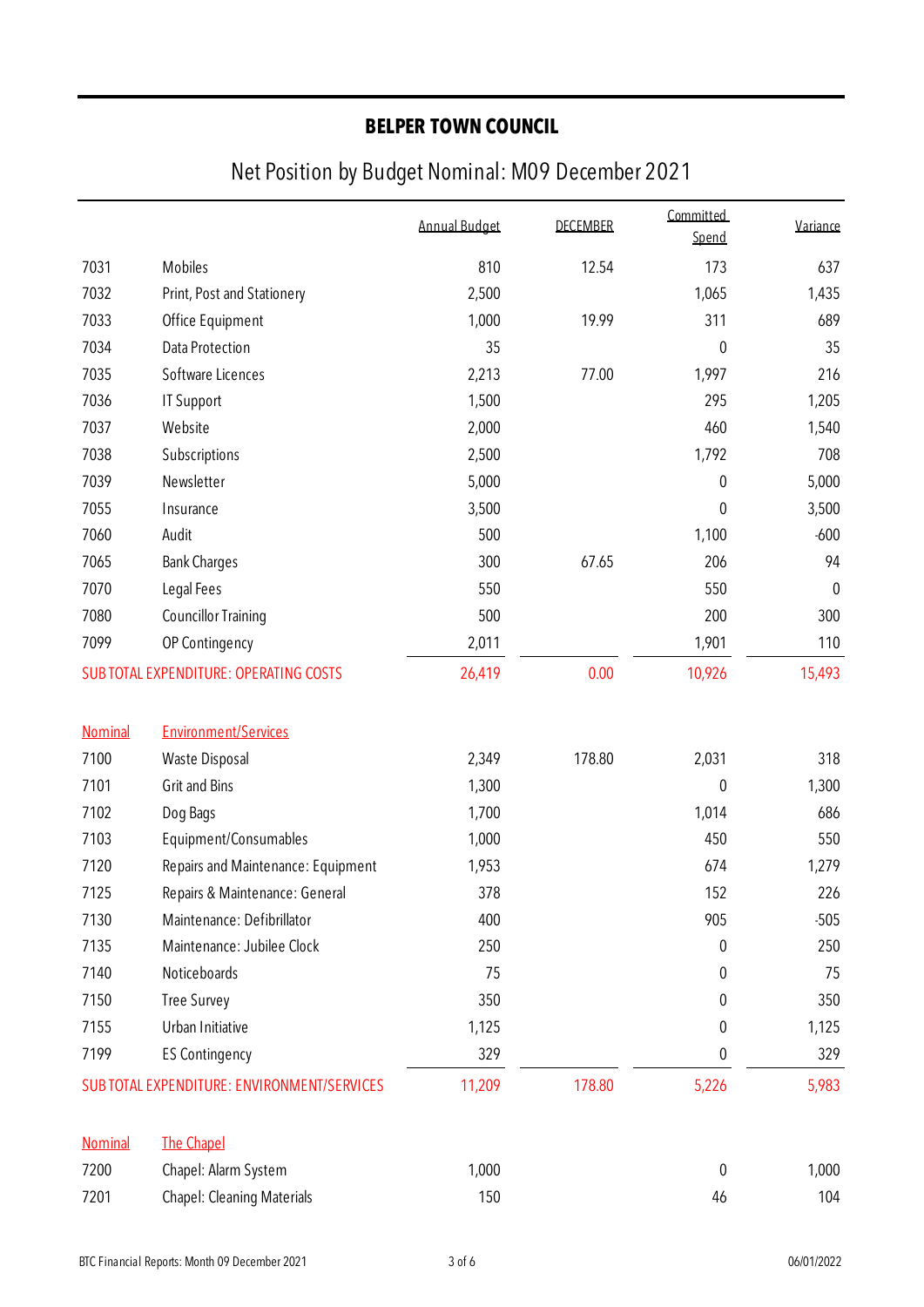**BELPER TOWN COUNCIL**

# Net Position by Budget Nominal: M09 December 2021

| | | Annual Budget | DECEMBER | Committed Spend | Variance |
|---|---|---|---|---|---|
| 7031 | Mobiles | 810 | 12.54 | 173 | 637 |
| 7032 | Print, Post and Stationery | 2,500 | | 1,065 | 1,435 |
| 7033 | Office Equipment | 1,000 | 19.99 | 311 | 689 |
| 7034 | Data Protection | 35 | | 0 | 35 |
| 7035 | Software Licences | 2,213 | 77.00 | 1,997 | 216 |
| 7036 | IT Support | 1,500 | | 295 | 1,205 |
| 7037 | Website | 2,000 | | 460 | 1,540 |
| 7038 | Subscriptions | 2,500 | | 1,792 | 708 |
| 7039 | Newsletter | 5,000 | | 0 | 5,000 |
| 7055 | Insurance | 3,500 | | 0 | 3,500 |
| 7060 | Audit | 500 | | 1,100 | -600 |
| 7065 | Bank Charges | 300 | 67.65 | 206 | 94 |
| 7070 | Legal Fees | 550 | | 550 | 0 |
| 7080 | Councillor Training | 500 | | 200 | 300 |
| 7099 | OP Contingency | 2,011 | | 1,901 | 110 |
| SUB TOTAL EXPENDITURE: OPERATING COSTS | | 26,419 | 0.00 | 10,926 | 15,493 |
| | | | | | |
| Nominal | Environment/Services | | | | |
| 7100 | Waste Disposal | 2,349 | 178.80 | 2,031 | 318 |
| 7101 | Grit and Bins | 1,300 | | 0 | 1,300 |
| 7102 | Dog Bags | 1,700 | | 1,014 | 686 |
| 7103 | Equipment/Consumables | 1,000 | | 450 | 550 |
| 7120 | Repairs and Maintenance: Equipment | 1,953 | | 674 | 1,279 |
| 7125 | Repairs & Maintenance: General | 378 | | 152 | 226 |
| 7130 | Maintenance: Defibrillator | 400 | | 905 | -505 |
| 7135 | Maintenance: Jubilee Clock | 250 | | 0 | 250 |
| 7140 | Noticeboards | 75 | | 0 | 75 |
| 7150 | Tree Survey | 350 | | 0 | 350 |
| 7155 | Urban Initiative | 1,125 | | 0 | 1,125 |
| 7199 | ES Contingency | 329 | | 0 | 329 |
| SUB TOTAL EXPENDITURE: ENVIRONMENT/SERVICES | | 11,209 | 178.80 | 5,226 | 5,983 |
| | | | | | |
| Nominal | The Chapel | | | | |
| 7200 | Chapel: Alarm System | 1,000 | | 0 | 1,000 |
| 7201 | Chapel: Cleaning Materials | 150 | | 46 | 104 |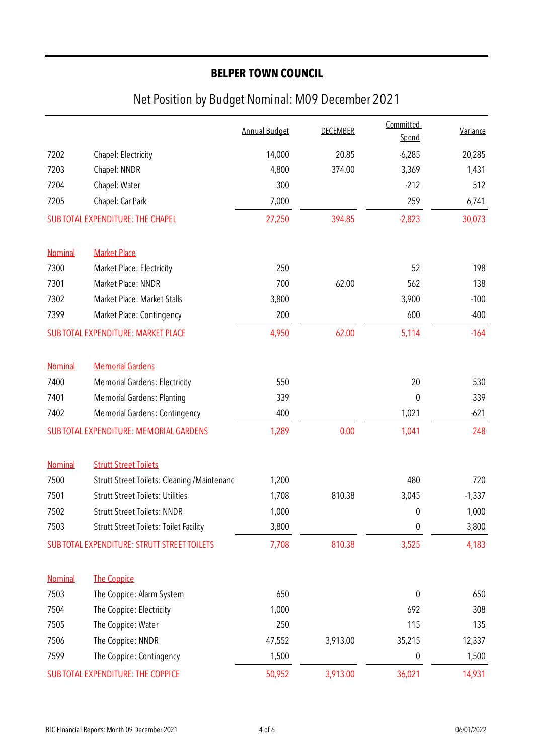## BELPER TOWN COUNCIL

# Net Position by Budget Nominal: M09 December 2021

| | | Annual Budget | DECEMBER | Committed Spend | Variance |
|---|---|---|---|---|---|
| 7202 | Chapel: Electricity | 14,000 | 20.85 | -6,285 | 20,285 |
| 7203 | Chapel: NNDR | 4,800 | 374.00 | 3,369 | 1,431 |
| 7204 | Chapel: Water | 300 | | -212 | 512 |
| 7205 | Chapel: Car Park | 7,000 | | 259 | 6,741 |
| SUB TOTAL EXPENDITURE: THE CHAPEL | | 27,250 | 394.85 | -2,823 | 30,073 |
| | | | | | |
| Nominal | Market Place | | | | |
| 7300 | Market Place: Electricity | 250 | | 52 | 198 |
| 7301 | Market Place: NNDR | 700 | 62.00 | 562 | 138 |
| 7302 | Market Place: Market Stalls | 3,800 | | 3,900 | -100 |
| 7399 | Market Place: Contingency | 200 | | 600 | -400 |
| SUB TOTAL EXPENDITURE: MARKET PLACE | | 4,950 | 62.00 | 5,114 | -164 |
| | | | | | |
| Nominal | Memorial Gardens | | | | |
| 7400 | Memorial Gardens: Electricity | 550 | | 20 | 530 |
| 7401 | Memorial Gardens: Planting | 339 | | 0 | 339 |
| 7402 | Memorial Gardens: Contingency | 400 | | 1,021 | -621 |
| SUB TOTAL EXPENDITURE: MEMORIAL GARDENS | | 1,289 | 0.00 | 1,041 | 248 |
| | | | | | |
| Nominal | Strutt Street Toilets | | | | |
| 7500 | Strutt Street Toilets: Cleaning /Maintenance | 1,200 | | 480 | 720 |
| 7501 | Strutt Street Toilets: Utilities | 1,708 | 810.38 | 3,045 | -1,337 |
| 7502 | Strutt Street Toilets: NNDR | 1,000 | | 0 | 1,000 |
| 7503 | Strutt Street Toilets: Toilet Facility | 3,800 | | 0 | 3,800 |
| SUB TOTAL EXPENDITURE: STRUTT STREET TOILETS | | 7,708 | 810.38 | 3,525 | 4,183 |
| | | | | | |
| Nominal | The Coppice | | | | |
| 7503 | The Coppice: Alarm System | 650 | | 0 | 650 |
| 7504 | The Coppice: Electricity | 1,000 | | 692 | 308 |
| 7505 | The Coppice: Water | 250 | | 115 | 135 |
| 7506 | The Coppice: NNDR | 47,552 | 3,913.00 | 35,215 | 12,337 |
| 7599 | The Coppice: Contingency | 1,500 | | 0 | 1,500 |
| SUB TOTAL EXPENDITURE: THE COPPICE | | 50,952 | 3,913.00 | 36,021 | 14,931 |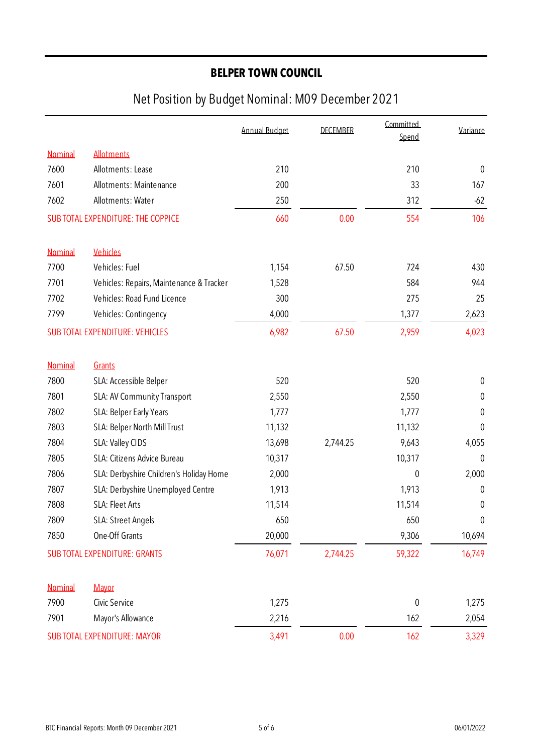## BELPER TOWN COUNCIL

# Net Position by Budget Nominal: M09 December 2021

| | | Annual Budget | DECEMBER | Committed Spend | Variance |
|---|---|---|---|---|---|
| Nominal | Allotments | | | | |
| 7600 | Allotments: Lease | 210 | | 210 | 0 |
| 7601 | Allotments: Maintenance | 200 | | 33 | 167 |
| 7602 | Allotments: Water | 250 | | 312 | -62 |
| SUB TOTAL EXPENDITURE: THE COPPICE | | 660 | 0.00 | 554 | 106 |
| | | | | | |
| Nominal | Vehicles | | | | |
| 7700 | Vehicles: Fuel | 1,154 | 67.50 | 724 | 430 |
| 7701 | Vehicles: Repairs, Maintenance & Tracker | 1,528 | | 584 | 944 |
| 7702 | Vehicles: Road Fund Licence | 300 | | 275 | 25 |
| 7799 | Vehicles: Contingency | 4,000 | | 1,377 | 2,623 |
| SUB TOTAL EXPENDITURE: VEHICLES | | 6,982 | 67.50 | 2,959 | 4,023 |
| | | | | | |
| Nominal | Grants | | | | |
| 7800 | SLA: Accessible Belper | 520 | | 520 | 0 |
| 7801 | SLA: AV Community Transport | 2,550 | | 2,550 | 0 |
| 7802 | SLA: Belper Early Years | 1,777 | | 1,777 | 0 |
| 7803 | SLA: Belper North Mill Trust | 11,132 | | 11,132 | 0 |
| 7804 | SLA: Valley CIDS | 13,698 | 2,744.25 | 9,643 | 4,055 |
| 7805 | SLA: Citizens Advice Bureau | 10,317 | | 10,317 | 0 |
| 7806 | SLA: Derbyshire Children's Holiday Home | 2,000 | | 0 | 2,000 |
| 7807 | SLA: Derbyshire Unemployed Centre | 1,913 | | 1,913 | 0 |
| 7808 | SLA: Fleet Arts | 11,514 | | 11,514 | 0 |
| 7809 | SLA: Street Angels | 650 | | 650 | 0 |
| 7850 | One-Off Grants | 20,000 | | 9,306 | 10,694 |
| SUB TOTAL EXPENDITURE: GRANTS | | 76,071 | 2,744.25 | 59,322 | 16,749 |
| | | | | | |
| Nominal | Mayor | | | | |
| 7900 | Civic Service | 1,275 | | 0 | 1,275 |
| 7901 | Mayor's Allowance | 2,216 | | 162 | 2,054 |
| SUB TOTAL EXPENDITURE: MAYOR | | 3,491 | 0.00 | 162 | 3,329 |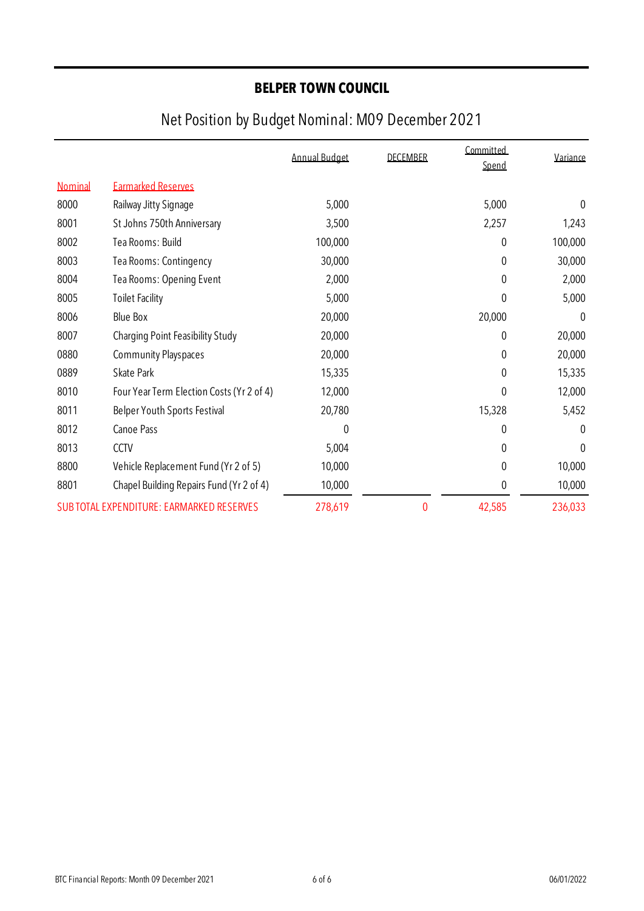**BELPER TOWN COUNCIL**

## Net Position by Budget Nominal: M09 December 2021

| Nominal | Earmarked Reserves | Annual Budget | DECEMBER | Committed Spend | Variance |
|---|---|---|---|---|---|
| 8000 | Railway Jitty Signage | 5,000 | | 5,000 | 0 |
| 8001 | St Johns 750th Anniversary | 3,500 | | 2,257 | 1,243 |
| 8002 | Tea Rooms: Build | 100,000 | | 0 | 100,000 |
| 8003 | Tea Rooms: Contingency | 30,000 | | 0 | 30,000 |
| 8004 | Tea Rooms: Opening Event | 2,000 | | 0 | 2,000 |
| 8005 | Toilet Facility | 5,000 | | 0 | 5,000 |
| 8006 | Blue Box | 20,000 | | 20,000 | 0 |
| 8007 | Charging Point Feasibility Study | 20,000 | | 0 | 20,000 |
| 0880 | Community Playspaces | 20,000 | | 0 | 20,000 |
| 0889 | Skate Park | 15,335 | | 0 | 15,335 |
| 8010 | Four Year Term Election Costs (Yr 2 of 4) | 12,000 | | 0 | 12,000 |
| 8011 | Belper Youth Sports Festival | 20,780 | | 15,328 | 5,452 |
| 8012 | Canoe Pass | 0 | | 0 | 0 |
| 8013 | CCTV | 5,004 | | 0 | 0 |
| 8800 | Vehicle Replacement Fund (Yr 2 of 5) | 10,000 | | 0 | 10,000 |
| 8801 | Chapel Building Repairs Fund (Yr 2 of 4) | 10,000 | | 0 | 10,000 |
| SUB TOTAL EXPENDITURE: EARMARKED RESERVES | | 278,619 | 0 | 42,585 | 236,033 |

BTC Financial Reports: Month 09 December 2021

06/01/2022